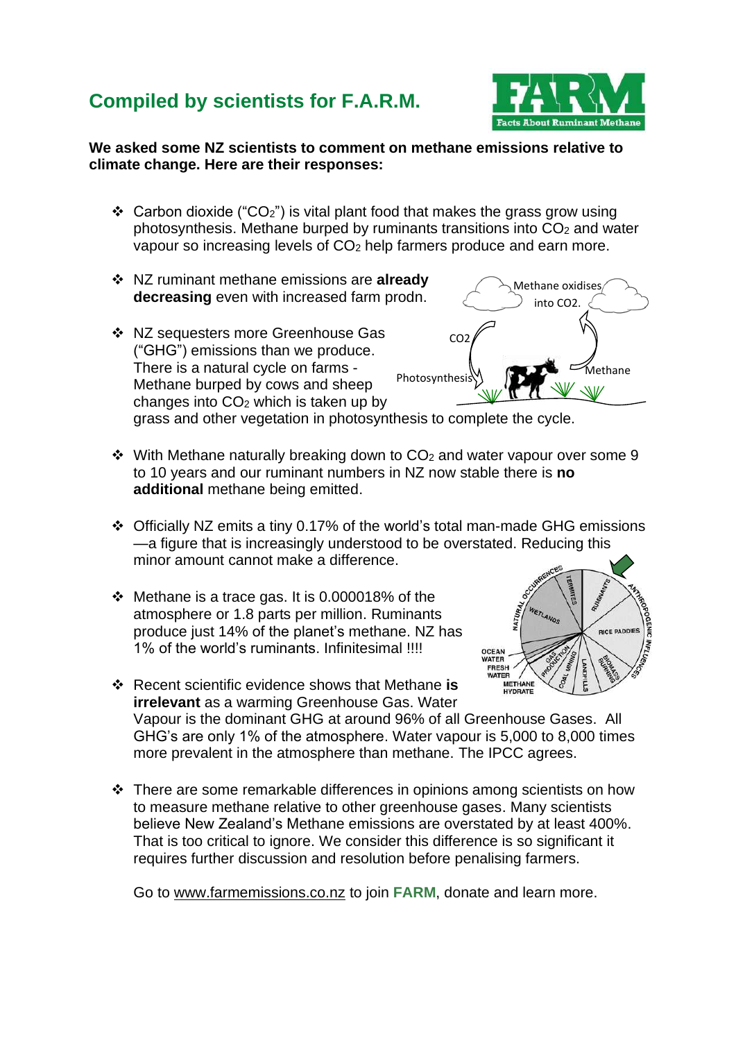# Compiled by scientists for F.A.R.M.

FARM
Facts About Ruminant Methane

**We asked some NZ scientists to comment on methane emissions relative to climate change. Here are their responses:**

- Carbon dioxide ("$CO_2$") is vital plant food that makes the grass grow using photosynthesis. Methane burped by ruminants transitions into $CO_2$ and water vapour so increasing levels of $CO_2$ help farmers produce and earn more.

- NZ ruminant methane emissions are **already decreasing** even with increased farm prodn.

- NZ sequesters more Greenhouse Gas ("GHG") emissions than we produce. There is a natural cycle on farms - Methane burped by cows and sheep changes into $CO_2$ which is taken up by grass and other vegetation in photosynthesis to complete the cycle.

Methane oxidises into CO2. CO2 Photosynthesis Methane

- With Methane naturally breaking down to $CO_2$ and water vapour over some 9 to 10 years and our ruminant numbers in NZ now stable there is **no additional** methane being emitted.

- Officially NZ emits a tiny 0.17% of the world's total man-made GHG emissions—a figure that is increasingly understood to be overstated. Reducing this minor amount cannot make a difference.

- Methane is a trace gas. It is 0.000018% of the atmosphere or 1.8 parts per million. Ruminants produce just 14% of the planet's methane. NZ has 1% of the world's ruminants. Infinitesimal !!!!

NATURAL OCCURRENCES, TERMITES, WETLANDS, OCEAN WATER, FRESH WATER, METHANE HYDRATE, ANTHROPOGENIC INFLUENCES, RUMINANTS, RICE PADDIES, GAS PRODUCTION, COAL MINING, LANDFILLS, BIOMASS BURNING

- Recent scientific evidence shows that Methane **is irrelevant** as a warming Greenhouse Gas. Water Vapour is the dominant GHG at around 96% of all Greenhouse Gases. All GHG's are only 1% of the atmosphere. Water vapour is 5,000 to 8,000 times more prevalent in the atmosphere than methane. The IPCC agrees.

- There are some remarkable differences in opinions among scientists on how to measure methane relative to other greenhouse gases. Many scientists believe New Zealand's Methane emissions are overstated by at least 400%. That is too critical to ignore. We consider this difference is so significant it requires further discussion and resolution before penalising farmers.

Go to www.farmemissions.co.nz to join **FARM**, donate and learn more.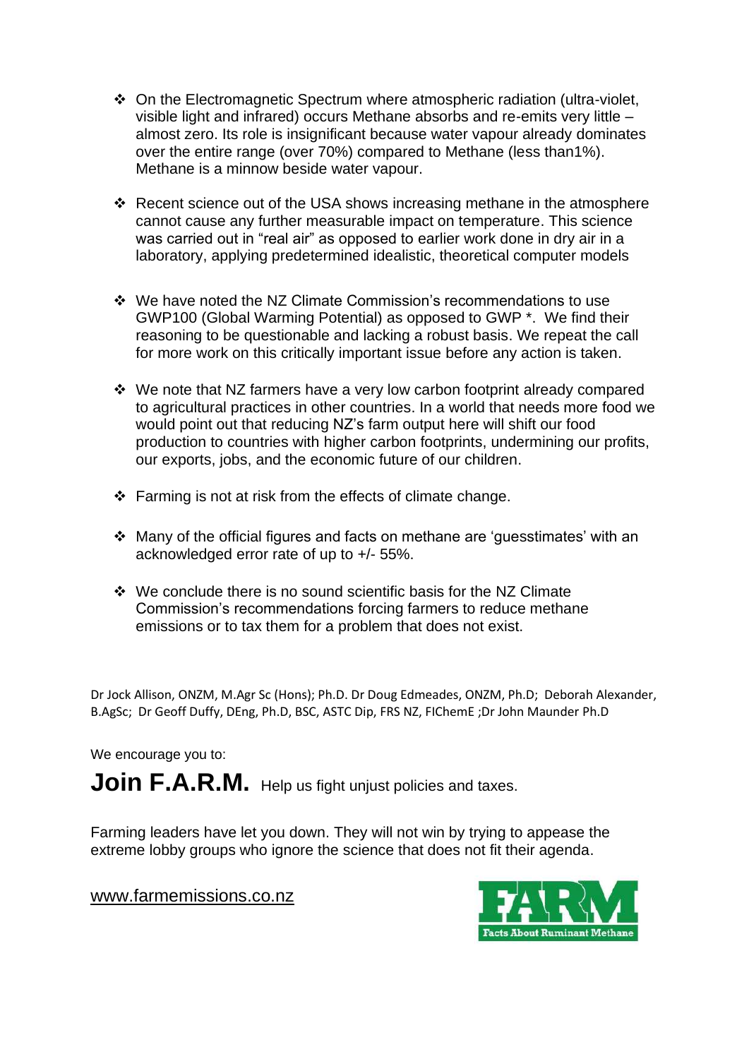- On the Electromagnetic Spectrum where atmospheric radiation (ultra-violet, visible light and infrared) occurs Methane absorbs and re-emits very little – almost zero. Its role is insignificant because water vapour already dominates over the entire range (over 70%) compared to Methane (less than1%). Methane is a minnow beside water vapour.

- Recent science out of the USA shows increasing methane in the atmosphere cannot cause any further measurable impact on temperature. This science was carried out in "real air" as opposed to earlier work done in dry air in a laboratory, applying predetermined idealistic, theoretical computer models

- We have noted the NZ Climate Commission's recommendations to use GWP100 (Global Warming Potential) as opposed to GWP *. We find their reasoning to be questionable and lacking a robust basis. We repeat the call for more work on this critically important issue before any action is taken.

- We note that NZ farmers have a very low carbon footprint already compared to agricultural practices in other countries. In a world that needs more food we would point out that reducing NZ's farm output here will shift our food production to countries with higher carbon footprints, undermining our profits, our exports, jobs, and the economic future of our children.

- Farming is not at risk from the effects of climate change.

- Many of the official figures and facts on methane are 'guesstimates' with an acknowledged error rate of up to +/- 55%.

- We conclude there is no sound scientific basis for the NZ Climate Commission's recommendations forcing farmers to reduce methane emissions or to tax them for a problem that does not exist.

Dr Jock Allison, ONZM, M.Agr Sc (Hons); Ph.D. Dr Doug Edmeades, ONZM, Ph.D; Deborah Alexander, B.AgSc; Dr Geoff Duffy, DEng, Ph.D, BSC, ASTC Dip, FRS NZ, FIChemE ;Dr John Maunder Ph.D

We encourage you to:

**Join F.A.R.M.** Help us fight unjust policies and taxes.

Farming leaders have let you down. They will not win by trying to appease the extreme lobby groups who ignore the science that does not fit their agenda.

www.farmemissions.co.nz

FARM

Facts About Ruminant Methane